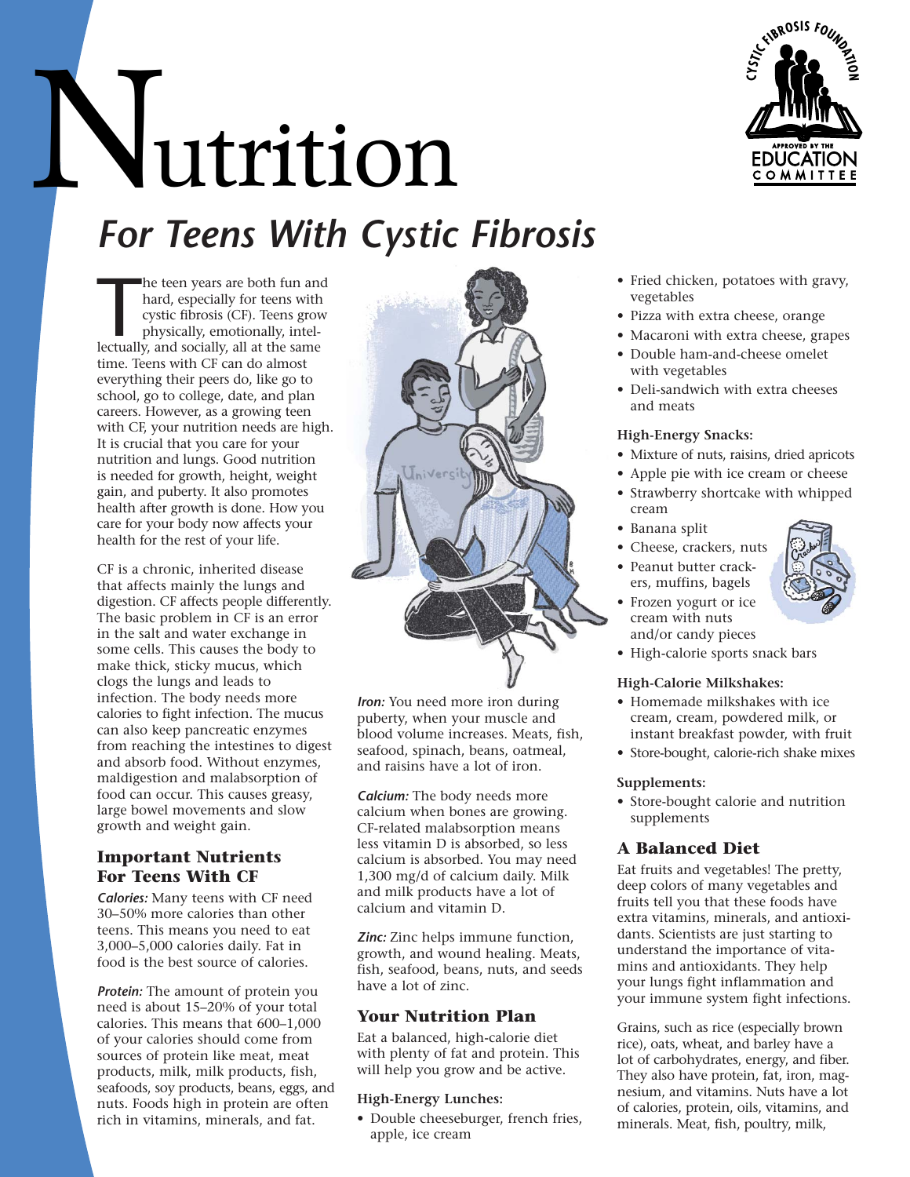# Nutrition

## For Teens With Cystic Fibrosis

The teen years are both fun and hard, especially for teens with cystic fibrosis (CF). Teens grow physically, emotionally, intellectually, and socially, all at the same time. Teens with CF can do almost everything their peers do, like go to school, go to college, date, and plan careers. However, as a growing teen with CF, your nutrition needs are high. It is crucial that you care for your nutrition and lungs. Good nutrition is needed for growth, height, weight gain, and puberty. It also promotes health after growth is done. How you care for your body now affects your health for the rest of your life.

CF is a chronic, inherited disease that affects mainly the lungs and digestion. CF affects people differently. The basic problem in CF is an error in the salt and water exchange in some cells. This causes the body to make thick, sticky mucus, which clogs the lungs and leads to infection. The body needs more calories to fight infection. The mucus can also keep pancreatic enzymes from reaching the intestines to digest and absorb food. Without enzymes, maldigestion and malabsorption of food can occur. This causes greasy, large bowel movements and slow growth and weight gain.

### Important Nutrients For Teens With CF

***Calories:*** Many teens with CF need 30–50% more calories than other teens. This means you need to eat 3,000–5,000 calories daily. Fat in food is the best source of calories.

***Protein:*** The amount of protein you need is about 15–20% of your total calories. This means that 600–1,000 of your calories should come from sources of protein like meat, meat products, milk, milk products, fish, seafoods, soy products, beans, eggs, and nuts. Foods high in protein are often rich in vitamins, minerals, and fat.

***Iron:*** You need more iron during puberty, when your muscle and blood volume increases. Meats, fish, seafood, spinach, beans, oatmeal, and raisins have a lot of iron.

***Calcium:*** The body needs more calcium when bones are growing. CF-related malabsorption means less vitamin D is absorbed, so less calcium is absorbed. You may need 1,300 mg/d of calcium daily. Milk and milk products have a lot of calcium and vitamin D.

***Zinc:*** Zinc helps immune function, growth, and wound healing. Meats, fish, seafood, beans, nuts, and seeds have a lot of zinc.

### Your Nutrition Plan

Eat a balanced, high-calorie diet with plenty of fat and protein. This will help you grow and be active.

**High-Energy Lunches:**

- Double cheeseburger, french fries, apple, ice cream
- Fried chicken, potatoes with gravy, vegetables
- Pizza with extra cheese, orange
- Macaroni with extra cheese, grapes
- Double ham-and-cheese omelet with vegetables
- Deli-sandwich with extra cheeses and meats

**High-Energy Snacks:**

- Mixture of nuts, raisins, dried apricots
- Apple pie with ice cream or cheese
- Strawberry shortcake with whipped cream
- Banana split
- Cheese, crackers, nuts
- Peanut butter crackers, muffins, bagels
- Frozen yogurt or ice cream with nuts and/or candy pieces
- High-calorie sports snack bars

**High-Calorie Milkshakes:**

- Homemade milkshakes with ice cream, cream, powdered milk, or instant breakfast powder, with fruit
- Store-bought, calorie-rich shake mixes

**Supplements:**

- Store-bought calorie and nutrition supplements

### A Balanced Diet

Eat fruits and vegetables! The pretty, deep colors of many vegetables and fruits tell you that these foods have extra vitamins, minerals, and antioxidants. Scientists are just starting to understand the importance of vitamins and antioxidants. They help your lungs fight inflammation and your immune system fight infections.

Grains, such as rice (especially brown rice), oats, wheat, and barley have a lot of carbohydrates, energy, and fiber. They also have protein, fat, iron, magnesium, and vitamins. Nuts have a lot of calories, protein, oils, vitamins, and minerals. Meat, fish, poultry, milk,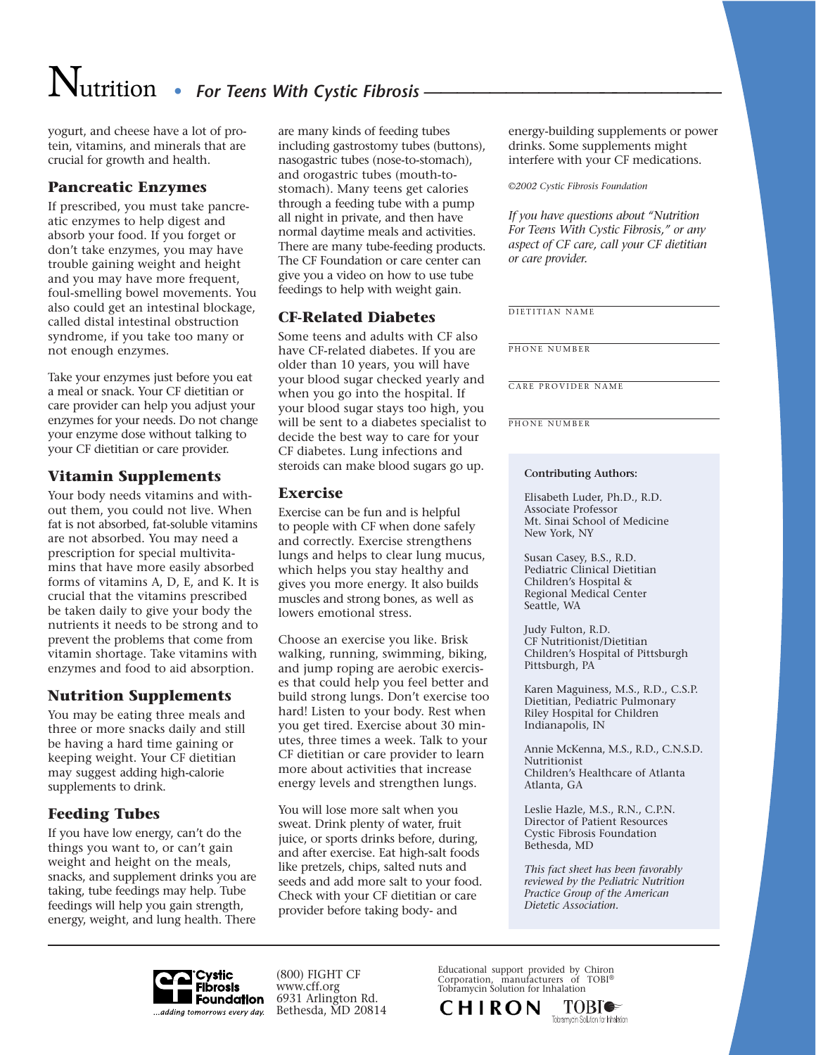yogurt, and cheese have a lot of protein, vitamins, and minerals that are crucial for growth and health.

## Pancreatic Enzymes

If prescribed, you must take pancreatic enzymes to help digest and absorb your food. If you forget or don't take enzymes, you may have trouble gaining weight and height and you may have more frequent, foul-smelling bowel movements. You also could get an intestinal blockage, called distal intestinal obstruction syndrome, if you take too many or not enough enzymes.

Take your enzymes just before you eat a meal or snack. Your CF dietitian or care provider can help you adjust your enzymes for your needs. Do not change your enzyme dose without talking to your CF dietitian or care provider.

## Vitamin Supplements

Your body needs vitamins and without them, you could not live. When fat is not absorbed, fat-soluble vitamins are not absorbed. You may need a prescription for special multivitamins that have more easily absorbed forms of vitamins A, D, E, and K. It is crucial that the vitamins prescribed be taken daily to give your body the nutrients it needs to be strong and to prevent the problems that come from vitamin shortage. Take vitamins with enzymes and food to aid absorption.

## Nutrition Supplements

You may be eating three meals and three or more snacks daily and still be having a hard time gaining or keeping weight. Your CF dietitian may suggest adding high-calorie supplements to drink.

## Feeding Tubes

If you have low energy, can't do the things you want to, or can't gain weight and height on the meals, snacks, and supplement drinks you are taking, tube feedings may help. Tube feedings will help you gain strength, energy, weight, and lung health. There are many kinds of feeding tubes including gastrostomy tubes (buttons), nasogastric tubes (nose-to-stomach), and orogastric tubes (mouth-to-stomach). Many teens get calories through a feeding tube with a pump all night in private, and then have normal daytime meals and activities. There are many tube-feeding products. The CF Foundation or care center can give you a video on how to use tube feedings to help with weight gain.

## CF-Related Diabetes

Some teens and adults with CF also have CF-related diabetes. If you are older than 10 years, you will have your blood sugar checked yearly and when you go into the hospital. If your blood sugar stays too high, you will be sent to a diabetes specialist to decide the best way to care for your CF diabetes. Lung infections and steroids can make blood sugars go up.

## Exercise

Exercise can be fun and is helpful to people with CF when done safely and correctly. Exercise strengthens lungs and helps to clear lung mucus, which helps you stay healthy and gives you more energy. It also builds muscles and strong bones, as well as lowers emotional stress.

Choose an exercise you like. Brisk walking, running, swimming, biking, and jump roping are aerobic exercises that could help you feel better and build strong lungs. Don't exercise too hard! Listen to your body. Rest when you get tired. Exercise about 30 minutes, three times a week. Talk to your CF dietitian or care provider to learn more about activities that increase energy levels and strengthen lungs.

You will lose more salt when you sweat. Drink plenty of water, fruit juice, or sports drinks before, during, and after exercise. Eat high-salt foods like pretzels, chips, salted nuts and seeds and add more salt to your food. Check with your CF dietitian or care provider before taking body- and energy-building supplements or power drinks. Some supplements might interfere with your CF medications.

*©2002 Cystic Fibrosis Foundation*

*If you have questions about "Nutrition For Teens With Cystic Fibrosis," or any aspect of CF care, call your CF dietitian or care provider.*

DIETITIAN NAME

PHONE NUMBER

CARE PROVIDER NAME

PHONE NUMBER

**Contributing Authors:**

Elisabeth Luder, Ph.D., R.D.
Associate Professor
Mt. Sinai School of Medicine
New York, NY

Susan Casey, B.S., R.D.
Pediatric Clinical Dietitian
Children's Hospital &
Regional Medical Center
Seattle, WA

Judy Fulton, R.D.
CF Nutritionist/Dietitian
Children's Hospital of Pittsburgh
Pittsburgh, PA

Karen Maguiness, M.S., R.D., C.S.P.
Dietitian, Pediatric Pulmonary
Riley Hospital for Children
Indianapolis, IN

Annie McKenna, M.S., R.D., C.N.S.D.
Nutritionist
Children's Healthcare of Atlanta
Atlanta, GA

Leslie Hazle, M.S., R.N., C.P.N.
Director of Patient Resources
Cystic Fibrosis Foundation
Bethesda, MD

*This fact sheet has been favorably reviewed by the Pediatric Nutrition Practice Group of the American Dietetic Association.*

Cystic Fibrosis Foundation
...adding tomorrows every day.

(800) FIGHT CF
www.cff.org
6931 Arlington Rd.
Bethesda, MD 20814

Educational support provided by Chiron Corporation, manufacturers of TOBI® Tobramycin Solution for Inhalation

CHIRON TOBI Tobramycin Solution for Inhalation